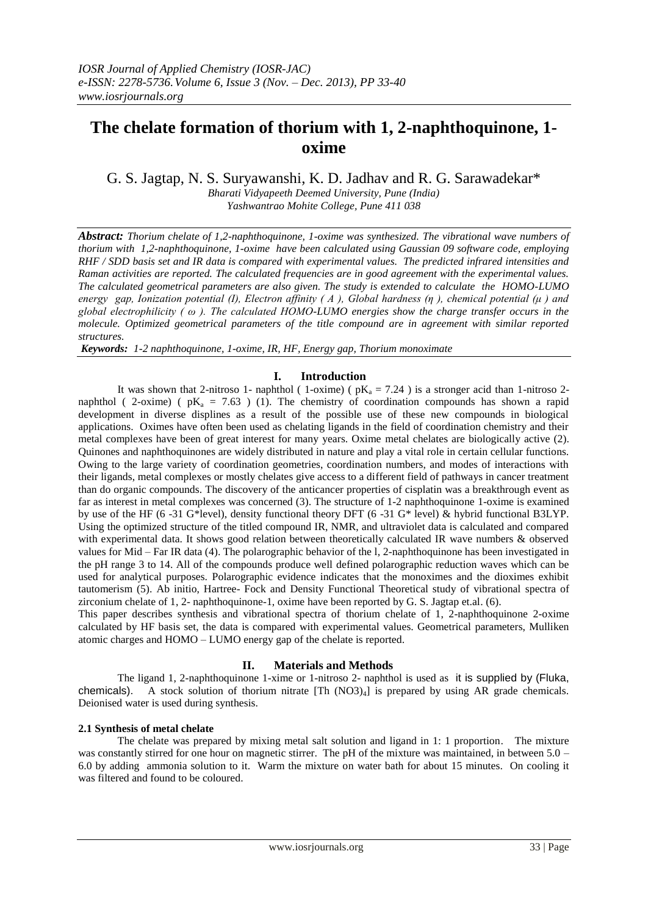# The chelate formation of thorium with 1, 2-naphthoquinone, 1-oxime

G. S. Jagtap, N. S. Suryawanshi, K. D. Jadhav and R. G. Sarawadekar*

*Bharati Vidyapeeth Deemed University, Pune (India)*
*Yashwantrao Mohite College, Pune 411 038*

***Abstract:*** *Thorium chelate of 1,2-naphthoquinone, 1-oxime was synthesized. The vibrational wave numbers of thorium with 1,2-naphthoquinone, 1-oxime have been calculated using Gaussian 09 software code, employing RHF / SDD basis set and IR data is compared with experimental values. The predicted infrared intensities and Raman activities are reported. The calculated frequencies are in good agreement with the experimental values. The calculated geometrical parameters are also given. The study is extended to calculate the HOMO-LUMO energy gap, Ionization potential (I), Electron affinity ( A ), Global hardness (η ), chemical potential (μ ) and global electrophilicity ( ω ). The calculated HOMO-LUMO energies show the charge transfer occurs in the molecule. Optimized geometrical parameters of the title compound are in agreement with similar reported structures.*

***Keywords:*** *1-2 naphthoquinone, 1-oxime, IR, HF, Energy gap, Thorium monoximate*

## I. Introduction

It was shown that 2-nitroso 1- naphthol ( 1-oxime) ( $pK_a = 7.24$ ) is a stronger acid than 1-nitroso 2-naphthol ( 2-oxime) ( $pK_a = 7.63$ ) (1). The chemistry of coordination compounds has shown a rapid development in diverse displines as a result of the possible use of these new compounds in biological applications. Oximes have often been used as chelating ligands in the field of coordination chemistry and their metal complexes have been of great interest for many years. Oxime metal chelates are biologically active (2). Quinones and naphthoquinones are widely distributed in nature and play a vital role in certain cellular functions. Owing to the large variety of coordination geometries, coordination numbers, and modes of interactions with their ligands, metal complexes or mostly chelates give access to a different field of pathways in cancer treatment than do organic compounds. The discovery of the anticancer properties of cisplatin was a breakthrough event as far as interest in metal complexes was concerned (3). The structure of 1-2 naphthoquinone 1-oxime is examined by use of the HF (6 -31 G*level), density functional theory DFT (6 -31 G* level) & hybrid functional B3LYP. Using the optimized structure of the titled compound IR, NMR, and ultraviolet data is calculated and compared with experimental data. It shows good relation between theoretically calculated IR wave numbers & observed values for Mid – Far IR data (4). The polarographic behavior of the l, 2-naphthoquinone has been investigated in the pH range 3 to 14. All of the compounds produce well defined polarographic reduction waves which can be used for analytical purposes. Polarographic evidence indicates that the monoximes and the dioximes exhibit tautomerism (5). Ab initio, Hartree- Fock and Density Functional Theoretical study of vibrational spectra of zirconium chelate of 1, 2- naphthoquinone-1, oxime have been reported by G. S. Jagtap et.al. (6).

This paper describes synthesis and vibrational spectra of thorium chelate of 1, 2-naphthoquinone 2-oxime calculated by HF basis set, the data is compared with experimental values. Geometrical parameters, Mulliken atomic charges and HOMO – LUMO energy gap of the chelate is reported.

## II. Materials and Methods

The ligand 1, 2-naphthoquinone 1-xime or 1-nitroso 2- naphthol is used as it is supplied by (Fluka, chemicals). A stock solution of thorium nitrate [Th $(NO3)_4$] is prepared by using AR grade chemicals. Deionised water is used during synthesis.

### 2.1 Synthesis of metal chelate

The chelate was prepared by mixing metal salt solution and ligand in 1: 1 proportion. The mixture was constantly stirred for one hour on magnetic stirrer. The pH of the mixture was maintained, in between 5.0 – 6.0 by adding ammonia solution to it. Warm the mixture on water bath for about 15 minutes. On cooling it was filtered and found to be coloured.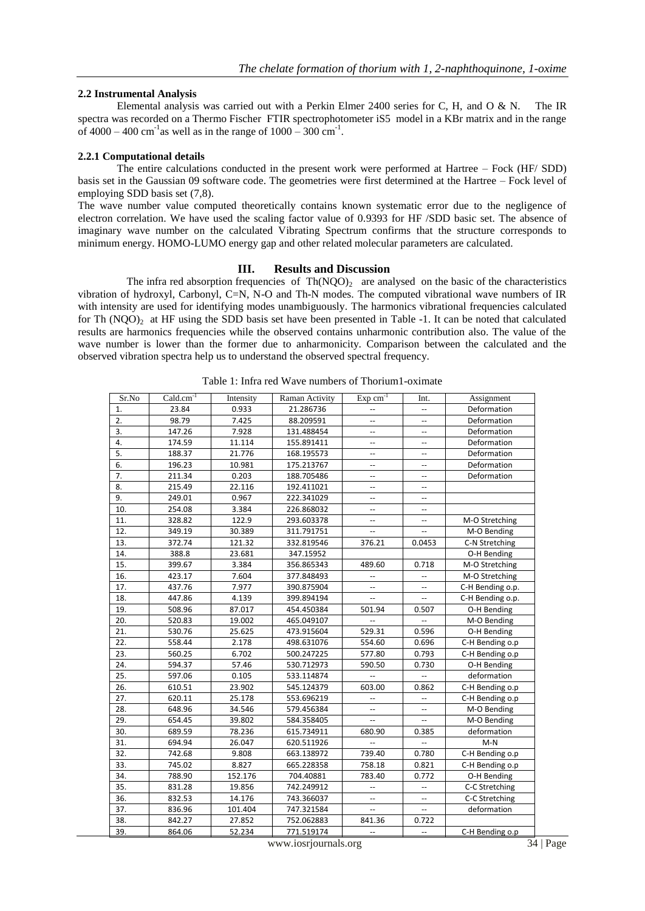### 2.2 Instrumental Analysis

Elemental analysis was carried out with a Perkin Elmer 2400 series for C, H, and O & N. The IR spectra was recorded on a Thermo Fischer FTIR spectrophotometer iS5 model in a KBr matrix and in the range of 4000 – 400 $cm^{-1}$ as well as in the range of 1000 – 300 $cm^{-1}$.

### 2.2.1 Computational details

The entire calculations conducted in the present work were performed at Hartree – Fock (HF/ SDD) basis set in the Gaussian 09 software code. The geometries were first determined at the Hartree – Fock level of employing SDD basis set (7,8).

The wave number value computed theoretically contains known systematic error due to the negligence of electron correlation. We have used the scaling factor value of 0.9393 for HF /SDD basic set. The absence of imaginary wave number on the calculated Vibrating Spectrum confirms that the structure corresponds to minimum energy. HOMO-LUMO energy gap and other related molecular parameters are calculated.

## III. Results and Discussion

The infra red absorption frequencies of $Th(NQO)_2$ are analysed on the basic of the characteristics vibration of hydroxyl, Carbonyl, C=N, N-O and Th-N modes. The computed vibrational wave numbers of IR with intensity are used for identifying modes unambiguously. The harmonics vibrational frequencies calculated for Th $(NQO)_2$ at HF using the SDD basis set have been presented in Table -1. It can be noted that calculated results are harmonics frequencies while the observed contains unharmonic contribution also. The value of the wave number is lower than the former due to anharmonicity. Comparison between the calculated and the observed vibration spectra help us to understand the observed spectral frequency.

Table 1: Infra red Wave numbers of Thorium1-oximate

| Sr.No | Cald.$cm^{-1}$ | Intensity | Raman Activity | Exp $cm^{-1}$ | Int. | Assignment |
|---|---|---|---|---|---|---|
| 1. | 23.84 | 0.933 | 21.286736 | -- | -- | Deformation |
| 2. | 98.79 | 7.425 | 88.209591 | -- | -- | Deformation |
| 3. | 147.26 | 7.928 | 131.488454 | -- | -- | Deformation |
| 4. | 174.59 | 11.114 | 155.891411 | -- | -- | Deformation |
| 5. | 188.37 | 21.776 | 168.195573 | -- | -- | Deformation |
| 6. | 196.23 | 10.981 | 175.213767 | -- | -- | Deformation |
| 7. | 211.34 | 0.203 | 188.705486 | -- | -- | Deformation |
| 8. | 215.49 | 22.116 | 192.411021 | -- | -- | |
| 9. | 249.01 | 0.967 | 222.341029 | -- | -- | |
| 10. | 254.08 | 3.384 | 226.868032 | -- | -- | |
| 11. | 328.82 | 122.9 | 293.603378 | -- | -- | M-O Stretching |
| 12. | 349.19 | 30.389 | 311.791751 | -- | -- | M-O Bending |
| 13. | 372.74 | 121.32 | 332.819546 | 376.21 | 0.0453 | C-N Stretching |
| 14. | 388.8 | 23.681 | 347.15952 | | | O-H Bending |
| 15. | 399.67 | 3.384 | 356.865343 | 489.60 | 0.718 | M-O Stretching |
| 16. | 423.17 | 7.604 | 377.848493 | -- | -- | M-O Stretching |
| 17. | 437.76 | 7.977 | 390.875904 | -- | -- | C-H Bending o.p. |
| 18. | 447.86 | 4.139 | 399.894194 | -- | -- | C-H Bending o.p. |
| 19. | 508.96 | 87.017 | 454.450384 | 501.94 | 0.507 | O-H Bending |
| 20. | 520.83 | 19.002 | 465.049107 | -- | -- | M-O Bending |
| 21. | 530.76 | 25.625 | 473.915604 | 529.31 | 0.596 | O-H Bending |
| 22. | 558.44 | 2.178 | 498.631076 | 554.60 | 0.696 | C-H Bending o.p |
| 23. | 560.25 | 6.702 | 500.247225 | 577.80 | 0.793 | C-H Bending o.p |
| 24. | 594.37 | 57.46 | 530.712973 | 590.50 | 0.730 | O-H Bending |
| 25. | 597.06 | 0.105 | 533.114874 | -- | -- | deformation |
| 26. | 610.51 | 23.902 | 545.124379 | 603.00 | 0.862 | C-H Bending o.p |
| 27. | 620.11 | 25.178 | 553.696219 | -- | -- | C-H Bending o.p |
| 28. | 648.96 | 34.546 | 579.456384 | -- | -- | M-O Bending |
| 29. | 654.45 | 39.802 | 584.358405 | -- | -- | M-O Bending |
| 30. | 689.59 | 78.236 | 615.734911 | 680.90 | 0.385 | deformation |
| 31. | 694.94 | 26.047 | 620.511926 | -- | -- | M-N |
| 32. | 742.68 | 9.808 | 663.138972 | 739.40 | 0.780 | C-H Bending o.p |
| 33. | 745.02 | 8.827 | 665.228358 | 758.18 | 0.821 | C-H Bending o.p |
| 34. | 788.90 | 152.176 | 704.40881 | 783.40 | 0.772 | O-H Bending |
| 35. | 831.28 | 19.856 | 742.249912 | -- | -- | C-C Stretching |
| 36. | 832.53 | 14.176 | 743.366037 | -- | -- | C-C Stretching |
| 37. | 836.96 | 101.404 | 747.321584 | -- | -- | deformation |
| 38. | 842.27 | 27.852 | 752.062883 | 841.36 | 0.722 | |
| 39. | 864.06 | 52.234 | 771.519174 | -- | -- | C-H Bending o.p |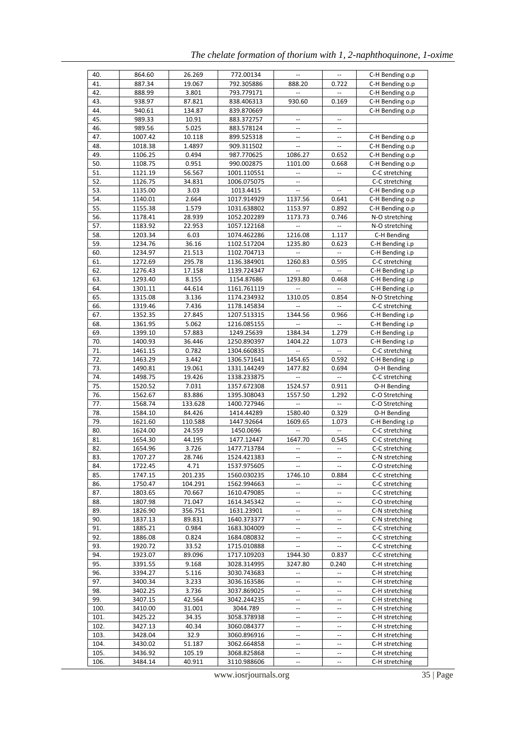| 40. | 864.60 | 26.269 | 772.00134 | -- | -- | C-H Bending o.p |
|---|---|---|---|---|---|---|
| 41. | 887.34 | 19.067 | 792.305886 | 888.20 | 0.722 | C-H Bending o.p |
| 42. | 888.99 | 3.801 | 793.779171 | -- | -- | C-H Bending o.p |
| 43. | 938.97 | 87.821 | 838.406313 | 930.60 | 0.169 | C-H Bending o.p |
| 44. | 940.61 | 134.87 | 839.870669 | | | C-H Bending o.p |
| 45. | 989.33 | 10.91 | 883.372757 | -- | -- | |
| 46. | 989.56 | 5.025 | 883.578124 | -- | -- | |
| 47. | 1007.42 | 10.118 | 899.525318 | -- | -- | C-H Bending o.p |
| 48. | 1018.38 | 1.4897 | 909.311502 | -- | -- | C-H Bending o.p |
| 49. | 1106.25 | 0.494 | 987.770625 | 1086.27 | 0.652 | C-H Bending o.p |
| 50. | 1108.75 | 0.951 | 990.002875 | 1101.00 | 0.668 | C-H Bending o.p |
| 51. | 1121.19 | 56.567 | 1001.110551 | -- | -- | C-C stretching |
| 52. | 1126.75 | 34.831 | 1006.075075 | -- | | C-C stretching |
| 53. | 1135.00 | 3.03 | 1013.4415 | -- | -- | C-H Bending o.p |
| 54. | 1140.01 | 2.664 | 1017.914929 | 1137.56 | 0.641 | C-H Bending o.p |
| 55. | 1155.38 | 1.579 | 1031.638802 | 1153.97 | 0.892 | C-H Bending o.p |
| 56. | 1178.41 | 28.939 | 1052.202289 | 1173.73 | 0.746 | N-O stretching |
| 57. | 1183.92 | 22.953 | 1057.122168 | -- | -- | N-O stretching |
| 58. | 1203.34 | 6.03 | 1074.462286 | 1216.08 | 1.117 | C-H Bending |
| 59. | 1234.76 | 36.16 | 1102.517204 | 1235.80 | 0.623 | C-H Bending i.p |
| 60. | 1234.97 | 21.513 | 1102.704713 | -- | -- | C-H Bending i.p |
| 61. | 1272.69 | 295.78 | 1136.384901 | 1260.83 | 0.595 | C-C stretching |
| 62. | 1276.43 | 17.158 | 1139.724347 | -- | -- | C-H Bending i.p |
| 63. | 1293.40 | 8.155 | 1154.87686 | 1293.80 | 0.468 | C-H Bending i.p |
| 64. | 1301.11 | 44.614 | 1161.761119 | -- | -- | C-H Bending i.p |
| 65. | 1315.08 | 3.136 | 1174.234932 | 1310.05 | 0.854 | N-O Stretching |
| 66. | 1319.46 | 7.436 | 1178.145834 | -- | -- | C-C stretching |
| 67. | 1352.35 | 27.845 | 1207.513315 | 1344.56 | 0.966 | C-H Bending i.p |
| 68. | 1361.95 | 5.062 | 1216.085155 | -- | -- | C-H Bending i.p |
| 69. | 1399.10 | 57.883 | 1249.25639 | 1384.34 | 1.279 | C-H Bending i.p |
| 70. | 1400.93 | 36.446 | 1250.890397 | 1404.22 | 1.073 | C-H Bending i.p |
| 71. | 1461.15 | 0.782 | 1304.660835 | -- | -- | C-C stretching |
| 72. | 1463.29 | 3.442 | 1306.571641 | 1454.65 | 0.592 | C-H Bending i.p |
| 73. | 1490.81 | 19.061 | 1331.144249 | 1477.82 | 0.694 | O-H Bending |
| 74. | 1498.75 | 19.426 | 1338.233875 | -- | -- | C-C stretching |
| 75. | 1520.52 | 7.031 | 1357.672308 | 1524.57 | 0.911 | O-H Bending |
| 76. | 1562.67 | 83.886 | 1395.308043 | 1557.50 | 1.292 | C-O Stretching |
| 77. | 1568.74 | 133.628 | 1400.727946 | -- | -- | C-O Stretching |
| 78. | 1584.10 | 84.426 | 1414.44289 | 1580.40 | 0.329 | O-H Bending |
| 79. | 1621.60 | 110.588 | 1447.92664 | 1609.65 | 1.073 | C-H Bending i.p |
| 80. | 1624.00 | 24.559 | 1450.0696 | -- | -- | C-C stretching |
| 81. | 1654.30 | 44.195 | 1477.12447 | 1647.70 | 0.545 | C-C stretching |
| 82. | 1654.96 | 3.726 | 1477.713784 | -- | -- | C-C stretching |
| 83. | 1707.27 | 28.746 | 1524.421383 | -- | -- | C-N stretching |
| 84. | 1722.45 | 4.71 | 1537.975605 | -- | -- | C-O stretching |
| 85. | 1747.15 | 201.235 | 1560.030235 | 1746.10 | 0.884 | C-C stretching |
| 86. | 1750.47 | 104.291 | 1562.994663 | -- | -- | C-C stretching |
| 87. | 1803.65 | 70.667 | 1610.479085 | -- | -- | C-C stretching |
| 88. | 1807.98 | 71.047 | 1614.345342 | -- | -- | C-O stretching |
| 89. | 1826.90 | 356.751 | 1631.23901 | -- | -- | C-N stretching |
| 90. | 1837.13 | 89.831 | 1640.373377 | -- | -- | C-N stretching |
| 91. | 1885.21 | 0.984 | 1683.304009 | -- | -- | C-C stretching |
| 92. | 1886.08 | 0.824 | 1684.080832 | -- | -- | C-C stretching |
| 93. | 1920.72 | 33.52 | 1715.010888 | -- | -- | C-C stretching |
| 94. | 1923.07 | 89.096 | 1717.109203 | 1944.30 | 0.837 | C-C stretching |
| 95. | 3391.55 | 9.168 | 3028.314995 | 3247.80 | 0.240 | C-H stretching |
| 96. | 3394.27 | 5.116 | 3030.743683 | -- | -- | C-H stretching |
| 97. | 3400.34 | 3.233 | 3036.163586 | -- | -- | C-H stretching |
| 98. | 3402.25 | 3.736 | 3037.869025 | -- | -- | C-H stretching |
| 99. | 3407.15 | 42.564 | 3042.244235 | -- | -- | C-H stretching |
| 100. | 3410.00 | 31.001 | 3044.789 | -- | -- | C-H stretching |
| 101. | 3425.22 | 34.35 | 3058.378938 | -- | -- | C-H stretching |
| 102. | 3427.13 | 40.34 | 3060.084377 | -- | -- | C-H stretching |
| 103. | 3428.04 | 32.9 | 3060.896916 | -- | -- | C-H stretching |
| 104. | 3430.02 | 51.187 | 3062.664858 | -- | -- | C-H stretching |
| 105. | 3436.92 | 105.19 | 3068.825868 | -- | -- | C-H stretching |
| 106. | 3484.14 | 40.911 | 3110.988606 | -- | -- | C-H stretching |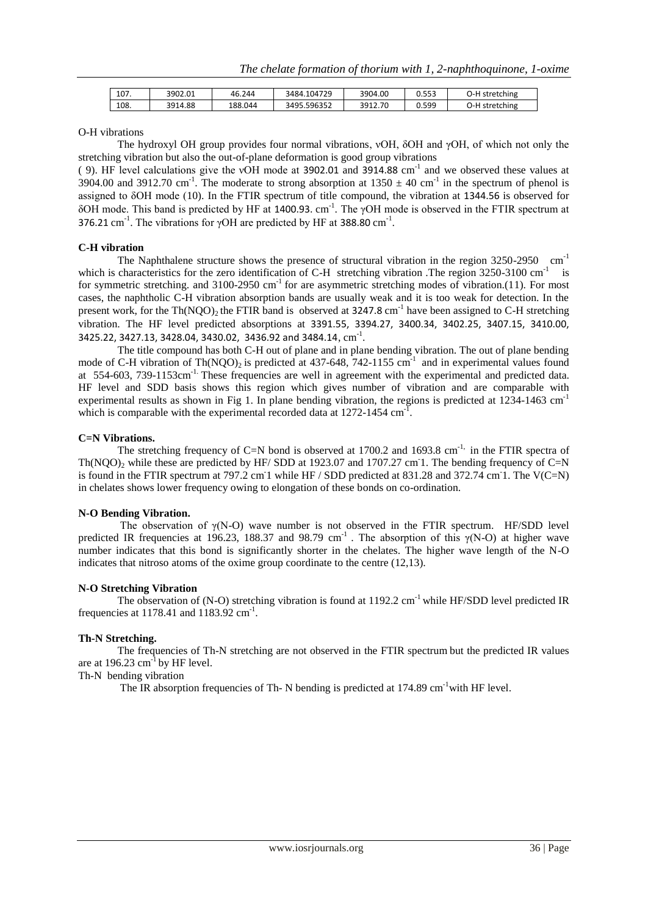| 107. | 3902.01 | 46.244 | 3484.104729 | 3904.00 | 0.553 | O-H stretching |
|---|---|---|---|---|---|---|
| 108. | 3914.88 | 188.044 | 3495.596352 | 3912.70 | 0.599 | O-H stretching |

O-H vibrations

The hydroxyl OH group provides four normal vibrations, νOH, δOH and γOH, of which not only the stretching vibration but also the out-of-plane deformation is good group vibrations ( 9). HF level calculations give the νOH mode at 3902.01 and 3914.88 $cm^{-1}$ and we observed these values at 3904.00 and 3912.70 $cm^{-1}$. The moderate to strong absorption at $1350 \pm 40$ $cm^{-1}$ in the spectrum of phenol is assigned to δOH mode (10). In the FTIR spectrum of title compound, the vibration at 1344.56 is observed for δOH mode. This band is predicted by HF at 1400.93. $cm^{-1}$. The γOH mode is observed in the FTIR spectrum at 376.21 $cm^{-1}$. The vibrations for γOH are predicted by HF at 388.80 $cm^{-1}$.

**C-H vibration**

The Naphthalene structure shows the presence of structural vibration in the region 3250-2950 $cm^{-1}$ which is characteristics for the zero identification of C-H stretching vibration .The region 3250-3100 $cm^{-1}$ is for symmetric stretching. and 3100-2950 $cm^{-1}$ for are asymmetric stretching modes of vibration.(11). For most cases, the naphtholic C-H vibration absorption bands are usually weak and it is too weak for detection. In the present work, for the $Th(NQO)_2$ the FTIR band is observed at 3247.8 $cm^{-1}$ have been assigned to C-H stretching vibration. The HF level predicted absorptions at 3391.55, 3394.27, 3400.34, 3402.25, 3407.15, 3410.00, 3425.22, 3427.13, 3428.04, 3430.02, 3436.92 and 3484.14, $cm^{-1}$.

The title compound has both C-H out of plane and in plane bending vibration. The out of plane bending mode of C-H vibration of $Th(NQO)_2$ is predicted at 437-648, 742-1155 $cm^{-1}$ and in experimental values found at 554-603, 739-1153$cm^{-1}$. These frequencies are well in agreement with the experimental and predicted data. HF level and SDD basis shows this region which gives number of vibration and are comparable with experimental results as shown in Fig 1. In plane bending vibration, the regions is predicted at 1234-1463 $cm^{-1}$ which is comparable with the experimental recorded data at 1272-1454 $cm^{-1}$.

**C=N Vibrations.**

The stretching frequency of C=N bond is observed at 1700.2 and 1693.8 $cm^{-1}$, in the FTIR spectra of $Th(NQO)_2$ while these are predicted by HF/ SDD at 1923.07 and 1707.27 $cm^{-1}$. The bending frequency of C=N is found in the FTIR spectrum at 797.2 $cm^{-1}$ while HF / SDD predicted at 831.28 and 372.74 $cm^{-1}$. The V(C=N) in chelates shows lower frequency owing to elongation of these bonds on co-ordination.

**N-O Bending Vibration.**

The observation of γ(N-O) wave number is not observed in the FTIR spectrum. HF/SDD level predicted IR frequencies at 196.23, 188.37 and 98.79 $cm^{-1}$ . The absorption of this γ(N-O) at higher wave number indicates that this bond is significantly shorter in the chelates. The higher wave length of the N-O indicates that nitroso atoms of the oxime group coordinate to the centre (12,13).

**N-O Stretching Vibration**

The observation of (N-O) stretching vibration is found at 1192.2 $cm^{-1}$ while HF/SDD level predicted IR frequencies at 1178.41 and 1183.92 $cm^{-1}$.

**Th-N Stretching.**

The frequencies of Th-N stretching are not observed in the FTIR spectrum but the predicted IR values are at 196.23 $cm^{-1}$ by HF level.

Th-N bending vibration

The IR absorption frequencies of Th- N bending is predicted at 174.89 $cm^{-1}$with HF level.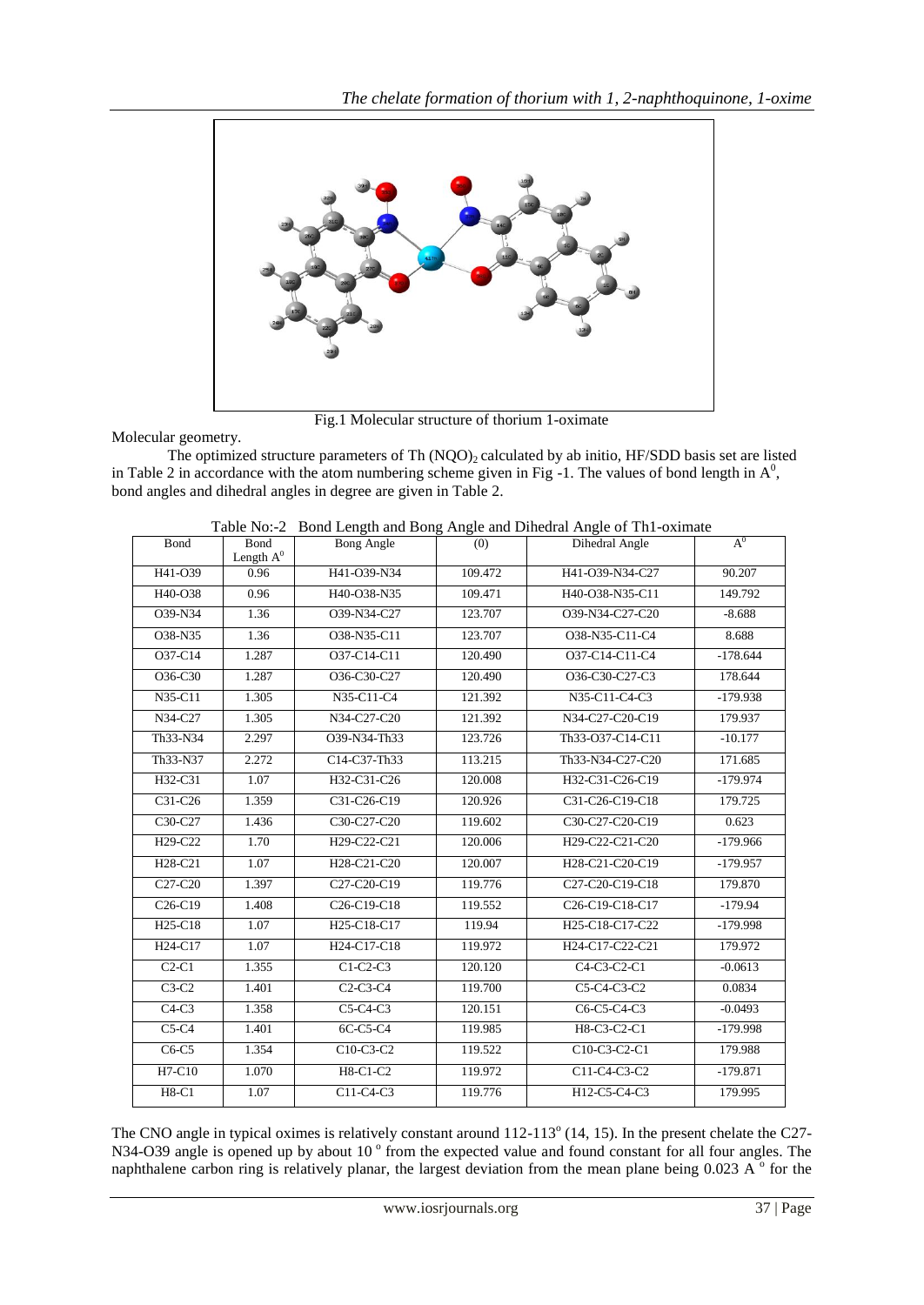Fig.1 Molecular structure of thorium 1-oximate

Molecular geometry.

The optimized structure parameters of Th $(NQO)_2$ calculated by ab initio, HF/SDD basis set are listed in Table 2 in accordance with the atom numbering scheme given in Fig -1. The values of bond length in $A^0$, bond angles and dihedral angles in degree are given in Table 2.

Table No:-2 Bond Length and Bong Angle and Dihedral Angle of Th1-oximate

| Bond | Bond Length $A^0$ | Bong Angle | (0) | Dihedral Angle | $A^0$ |
|---|---|---|---|---|---|
| H41-O39 | 0.96 | H41-O39-N34 | 109.472 | H41-O39-N34-C27 | 90.207 |
| H40-O38 | 0.96 | H40-O38-N35 | 109.471 | H40-O38-N35-C11 | 149.792 |
| O39-N34 | 1.36 | O39-N34-C27 | 123.707 | O39-N34-C27-C20 | -8.688 |
| O38-N35 | 1.36 | O38-N35-C11 | 123.707 | O38-N35-C11-C4 | 8.688 |
| O37-C14 | 1.287 | O37-C14-C11 | 120.490 | O37-C14-C11-C4 | -178.644 |
| O36-C30 | 1.287 | O36-C30-C27 | 120.490 | O36-C30-C27-C3 | 178.644 |
| N35-C11 | 1.305 | N35-C11-C4 | 121.392 | N35-C11-C4-C3 | -179.938 |
| N34-C27 | 1.305 | N34-C27-C20 | 121.392 | N34-C27-C20-C19 | 179.937 |
| Th33-N34 | 2.297 | O39-N34-Th33 | 123.726 | Th33-O37-C14-C11 | -10.177 |
| Th33-N37 | 2.272 | C14-C37-Th33 | 113.215 | Th33-N34-C27-C20 | 171.685 |
| H32-C31 | 1.07 | H32-C31-C26 | 120.008 | H32-C31-C26-C19 | -179.974 |
| C31-C26 | 1.359 | C31-C26-C19 | 120.926 | C31-C26-C19-C18 | 179.725 |
| C30-C27 | 1.436 | C30-C27-C20 | 119.602 | C30-C27-C20-C19 | 0.623 |
| H29-C22 | 1.70 | H29-C22-C21 | 120.006 | H29-C22-C21-C20 | -179.966 |
| H28-C21 | 1.07 | H28-C21-C20 | 120.007 | H28-C21-C20-C19 | -179.957 |
| C27-C20 | 1.397 | C27-C20-C19 | 119.776 | C27-C20-C19-C18 | 179.870 |
| C26-C19 | 1.408 | C26-C19-C18 | 119.552 | C26-C19-C18-C17 | -179.94 |
| H25-C18 | 1.07 | H25-C18-C17 | 119.94 | H25-C18-C17-C22 | -179.998 |
| H24-C17 | 1.07 | H24-C17-C18 | 119.972 | H24-C17-C22-C21 | 179.972 |
| C2-C1 | 1.355 | C1-C2-C3 | 120.120 | C4-C3-C2-C1 | -0.0613 |
| C3-C2 | 1.401 | C2-C3-C4 | 119.700 | C5-C4-C3-C2 | 0.0834 |
| C4-C3 | 1.358 | C5-C4-C3 | 120.151 | C6-C5-C4-C3 | -0.0493 |
| C5-C4 | 1.401 | 6C-C5-C4 | 119.985 | H8-C3-C2-C1 | -179.998 |
| C6-C5 | 1.354 | C10-C3-C2 | 119.522 | C10-C3-C2-C1 | 179.988 |
| H7-C10 | 1.070 | H8-C1-C2 | 119.972 | C11-C4-C3-C2 | -179.871 |
| H8-C1 | 1.07 | C11-C4-C3 | 119.776 | H12-C5-C4-C3 | 179.995 |

The CNO angle in typical oximes is relatively constant around 112-113$^o$ (14, 15). In the present chelate the C27-N34-O39 angle is opened up by about 10 $^o$ from the expected value and found constant for all four angles. The naphthalene carbon ring is relatively planar, the largest deviation from the mean plane being 0.023 A $^o$ for the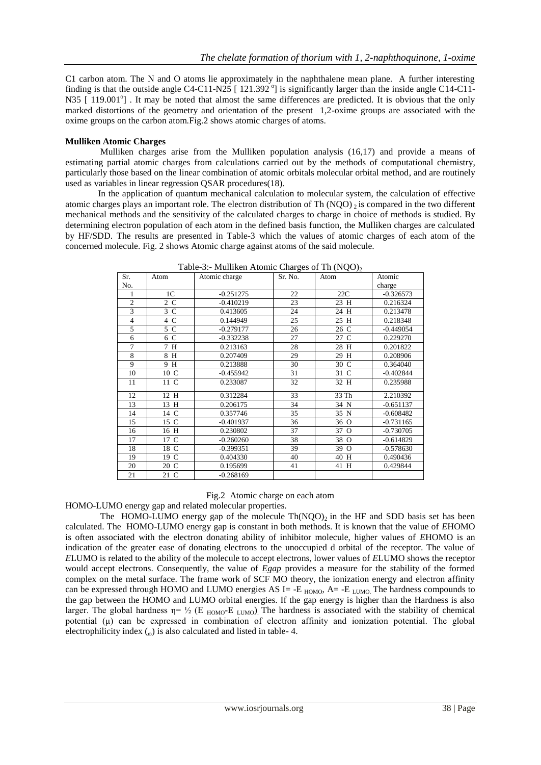C1 carbon atom. The N and O atoms lie approximately in the naphthalene mean plane. A further interesting finding is that the outside angle C4-C11-N25 [ 121.392 $^o$] is significantly larger than the inside angle C14-C11-N35 [ 119.001$^o$] . It may be noted that almost the same differences are predicted. It is obvious that the only marked distortions of the geometry and orientation of the present 1,2-oxime groups are associated with the oxime groups on the carbon atom.Fig.2 shows atomic charges of atoms.

**Mulliken Atomic Charges**

Mulliken charges arise from the Mulliken population analysis (16,17) and provide a means of estimating partial atomic charges from calculations carried out by the methods of computational chemistry, particularly those based on the linear combination of atomic orbitals molecular orbital method, and are routinely used as variables in linear regression QSAR procedures(18).

In the application of quantum mechanical calculation to molecular system, the calculation of effective atomic charges plays an important role. The electron distribution of Th $(NQO)_2$ is compared in the two different mechanical methods and the sensitivity of the calculated charges to charge in choice of methods is studied. By determining electron population of each atom in the defined basis function, the Mulliken charges are calculated by HF/SDD. The results are presented in Table-3 which the values of atomic charges of each atom of the concerned molecule. Fig. 2 shows Atomic charge against atoms of the said molecule.

Table-3:- Mulliken Atomic Charges of Th $(NQO)_2$

| Sr. No. | Atom | Atomic charge | Sr. No. | Atom | Atomic charge |
|---|---|---|---|---|---|
| 1 | 1C | -0.251275 | 22 | 22C | -0.326573 |
| 2 | 2 C | -0.410219 | 23 | 23 H | 0.216324 |
| 3 | 3 C | 0.413605 | 24 | 24 H | 0.213478 |
| 4 | 4 C | 0.144949 | 25 | 25 H | 0.218348 |
| 5 | 5 C | -0.279177 | 26 | 26 C | -0.449054 |
| 6 | 6 C | -0.332238 | 27 | 27 C | 0.229270 |
| 7 | 7 H | 0.213163 | 28 | 28 H | 0.201822 |
| 8 | 8 H | 0.207409 | 29 | 29 H | 0.208906 |
| 9 | 9 H | 0.213888 | 30 | 30 C | 0.364040 |
| 10 | 10 C | -0.455942 | 31 | 31 C | -0.402844 |
| 11 | 11 C | 0.233087 | 32 | 32 H | 0.235988 |
| 12 | 12 H | 0.312284 | 33 | 33 Th | 2.210392 |
| 13 | 13 H | 0.206175 | 34 | 34 N | -0.651137 |
| 14 | 14 C | 0.357746 | 35 | 35 N | -0.608482 |
| 15 | 15 C | -0.401937 | 36 | 36 O | -0.731165 |
| 16 | 16 H | 0.230802 | 37 | 37 O | -0.730705 |
| 17 | 17 C | -0.260260 | 38 | 38 O | -0.614829 |
| 18 | 18 C | -0.399351 | 39 | 39 O | -0.578630 |
| 19 | 19 C | 0.404330 | 40 | 40 H | 0.490436 |
| 20 | 20 C | 0.195699 | 41 | 41 H | 0.429844 |
| 21 | 21 C | -0.268169 | | | |

Fig.2 Atomic charge on each atom

HOMO-LUMO energy gap and related molecular properties.

The HOMO-LUMO energy gap of the molecule $Th(NQO)_2$ in the HF and SDD basis set has been calculated. The HOMO-LUMO energy gap is constant in both methods. It is known that the value of *E*HOMO is often associated with the electron donating ability of inhibitor molecule, higher values of *E*HOMO is an indication of the greater ease of donating electrons to the unoccupied d orbital of the receptor. The value of *E*LUMO is related to the ability of the molecule to accept electrons, lower values of *E*LUMO shows the receptor would accept electrons. Consequently, the value of ***Egap*** provides a measure for the stability of the formed complex on the metal surface. The frame work of SCF MO theory, the ionization energy and electron affinity can be expressed through HOMO and LUMO energies AS $I= -E_{HOMO}$, $A= -E_{LUMO}$. The hardness compounds to the gap between the HOMO and LUMO orbital energies. If the gap energy is higher than the Hardness is also larger. The global hardness $\eta= \frac{1}{2} (E_{HOMO}-E_{LUMO})$. The hardness is associated with the stability of chemical potential ($\mu$) can be expressed in combination of electron affinity and ionization potential. The global electrophilicity index ($\omega$) is also calculated and listed in table- 4.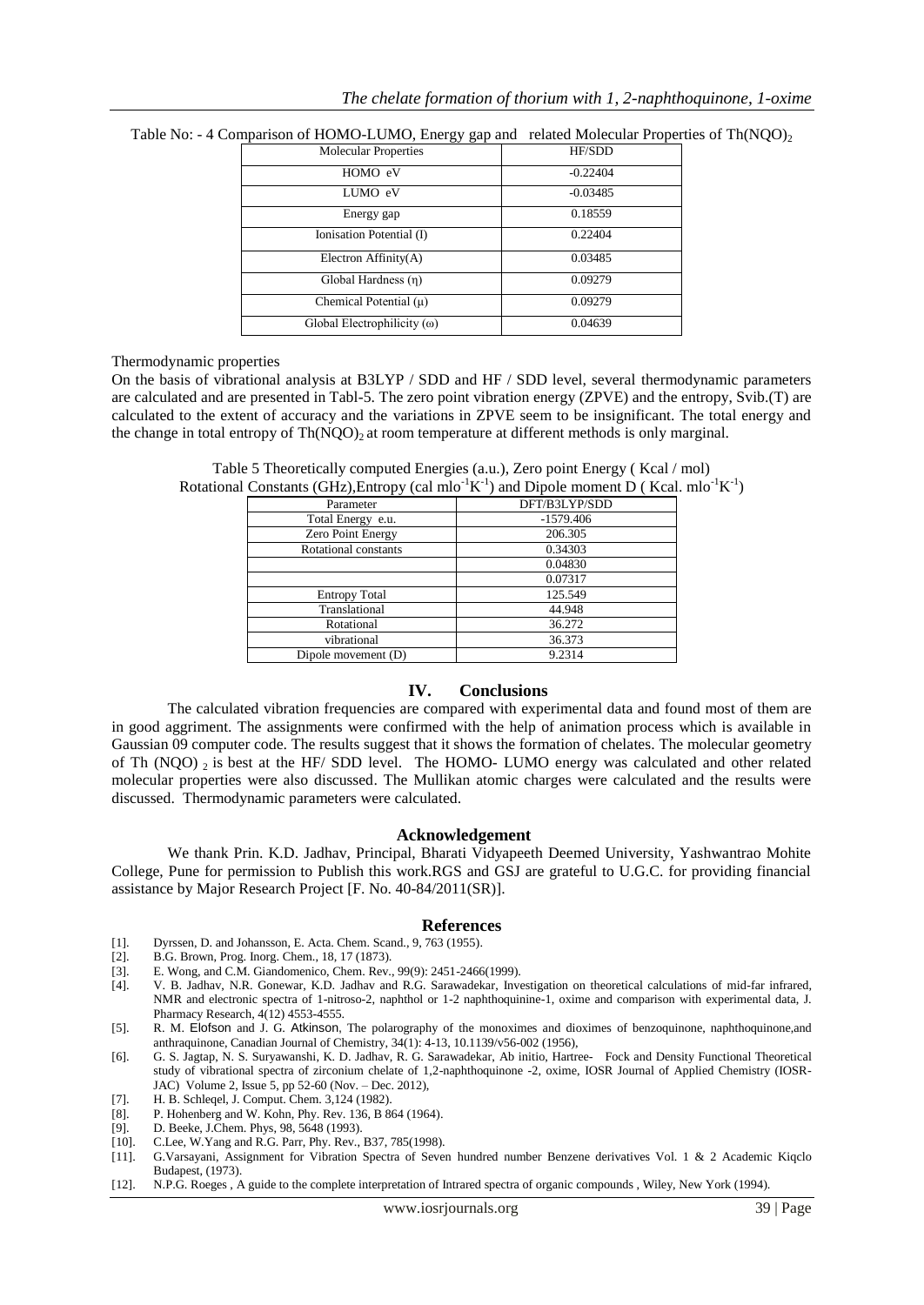Table No: - 4 Comparison of HOMO-LUMO, Energy gap and related Molecular Properties of $Th(NQO)_2$

| Molecular Properties | HF/SDD |
| --- | --- |
| HOMO eV | -0.22404 |
| LUMO eV | -0.03485 |
| Energy gap | 0.18559 |
| Ionisation Potential (I) | 0.22404 |
| Electron Affinity(A) | 0.03485 |
| Global Hardness (η) | 0.09279 |
| Chemical Potential (μ) | 0.09279 |
| Global Electrophilicity (ω) | 0.04639 |

Thermodynamic properties

On the basis of vibrational analysis at B3LYP / SDD and HF / SDD level, several thermodynamic parameters are calculated and are presented in Tabl-5. The zero point vibration energy (ZPVE) and the entropy, Svib.(T) are calculated to the extent of accuracy and the variations in ZPVE seem to be insignificant. The total energy and the change in total entropy of $Th(NQO)_2$ at room temperature at different methods is only marginal.

Table 5 Theoretically computed Energies (a.u.), Zero point Energy ( Kcal / mol) Rotational Constants (GHz),Entropy (cal $mlo^{-1}K^{-1}$) and Dipole moment D ( Kcal. $mlo^{-1}K^{-1}$)

| Parameter | DFT/B3LYP/SDD |
| --- | --- |
| Total Energy e.u. | -1579.406 |
| Zero Point Energy | 206.305 |
| Rotational constants | 0.34303 |
| | 0.04830 |
| | 0.07317 |
| Entropy Total | 125.549 |
| Translational | 44.948 |
| Rotational | 36.272 |
| vibrational | 36.373 |
| Dipole movement (D) | 9.2314 |

## IV. Conclusions

The calculated vibration frequencies are compared with experimental data and found most of them are in good aggriment. The assignments were confirmed with the help of animation process which is available in Gaussian 09 computer code. The results suggest that it shows the formation of chelates. The molecular geometry of Th $(NQO)_2$ is best at the HF/ SDD level. The HOMO- LUMO energy was calculated and other related molecular properties were also discussed. The Mullikan atomic charges were calculated and the results were discussed. Thermodynamic parameters were calculated.

## Acknowledgement

We thank Prin. K.D. Jadhav, Principal, Bharati Vidyapeeth Deemed University, Yashwantrao Mohite College, Pune for permission to Publish this work.RGS and GSJ are grateful to U.G.C. for providing financial assistance by Major Research Project [F. No. 40-84/2011(SR)].

## References

[1]. Dyrssen, D. and Johansson, E. Acta. Chem. Scand., 9, 763 (1955).
[2]. B.G. Brown, Prog. Inorg. Chem., 18, 17 (1873).
[3]. E. Wong, and C.M. Giandomenico, Chem. Rev., 99(9): 2451-2466(1999).
[4]. V. B. Jadhav, N.R. Gonewar, K.D. Jadhav and R.G. Sarawadekar, Investigation on theoretical calculations of mid-far infrared, NMR and electronic spectra of 1-nitroso-2, naphthol or 1-2 naphthoquinine-1, oxime and comparison with experimental data, J. Pharmacy Research, 4(12) 4553-4555.
[5]. R. M. Elofson and J. G. Atkinson, The polarography of the monoximes and dioximes of benzoquinone, naphthoquinone,and anthraquinone, Canadian Journal of Chemistry, 34(1): 4-13, 10.1139/v56-002 (1956),
[6]. G. S. Jagtap, N. S. Suryawanshi, K. D. Jadhav, R. G. Sarawadekar, Ab initio, Hartree- Fock and Density Functional Theoretical study of vibrational spectra of zirconium chelate of 1,2-naphthoquinone -2, oxime, IOSR Journal of Applied Chemistry (IOSR-JAC) Volume 2, Issue 5, pp 52-60 (Nov. – Dec. 2012),
[7]. H. B. Schleqel, J. Comput. Chem. 3,124 (1982).
[8]. P. Hohenberg and W. Kohn, Phy. Rev. 136, B 864 (1964).
[9]. D. Beeke, J.Chem. Phys, 98, 5648 (1993).
[10]. C.Lee, W.Yang and R.G. Parr, Phy. Rev., B37, 785(1998).
[11]. G.Varsayani, Assignment for Vibration Spectra of Seven hundred number Benzene derivatives Vol. 1 & 2 Academic Kiqclo Budapest, (1973).
[12]. N.P.G. Roeges , A guide to the complete interpretation of Intrared spectra of organic compounds , Wiley, New York (1994).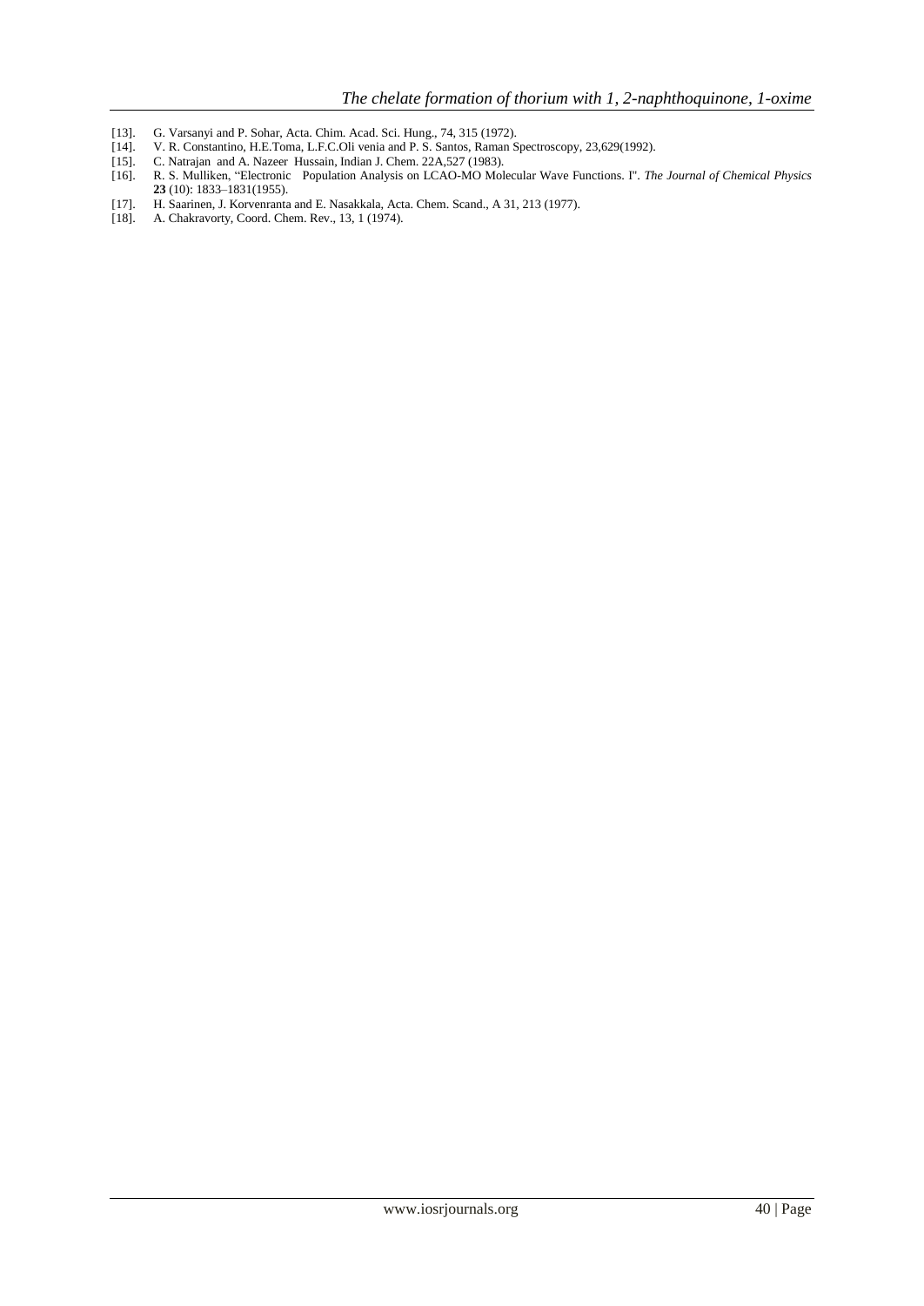[13]. G. Varsanyi and P. Sohar, Acta. Chim. Acad. Sci. Hung., 74, 315 (1972).

[14]. V. R. Constantino, H.E.Toma, L.F.C.Oli venia and P. S. Santos, Raman Spectroscopy, 23,629(1992).

[15]. C. Natrajan and A. Nazeer Hussain, Indian J. Chem. 22A,527 (1983).

[16]. R. S. Mulliken, "Electronic Population Analysis on LCAO-MO Molecular Wave Functions. I". *The Journal of Chemical Physics* **23** (10): 1833–1831(1955).

[17]. H. Saarinen, J. Korvenranta and E. Nasakkala, Acta. Chem. Scand., A 31, 213 (1977).

[18]. A. Chakravorty, Coord. Chem. Rev., 13, 1 (1974).